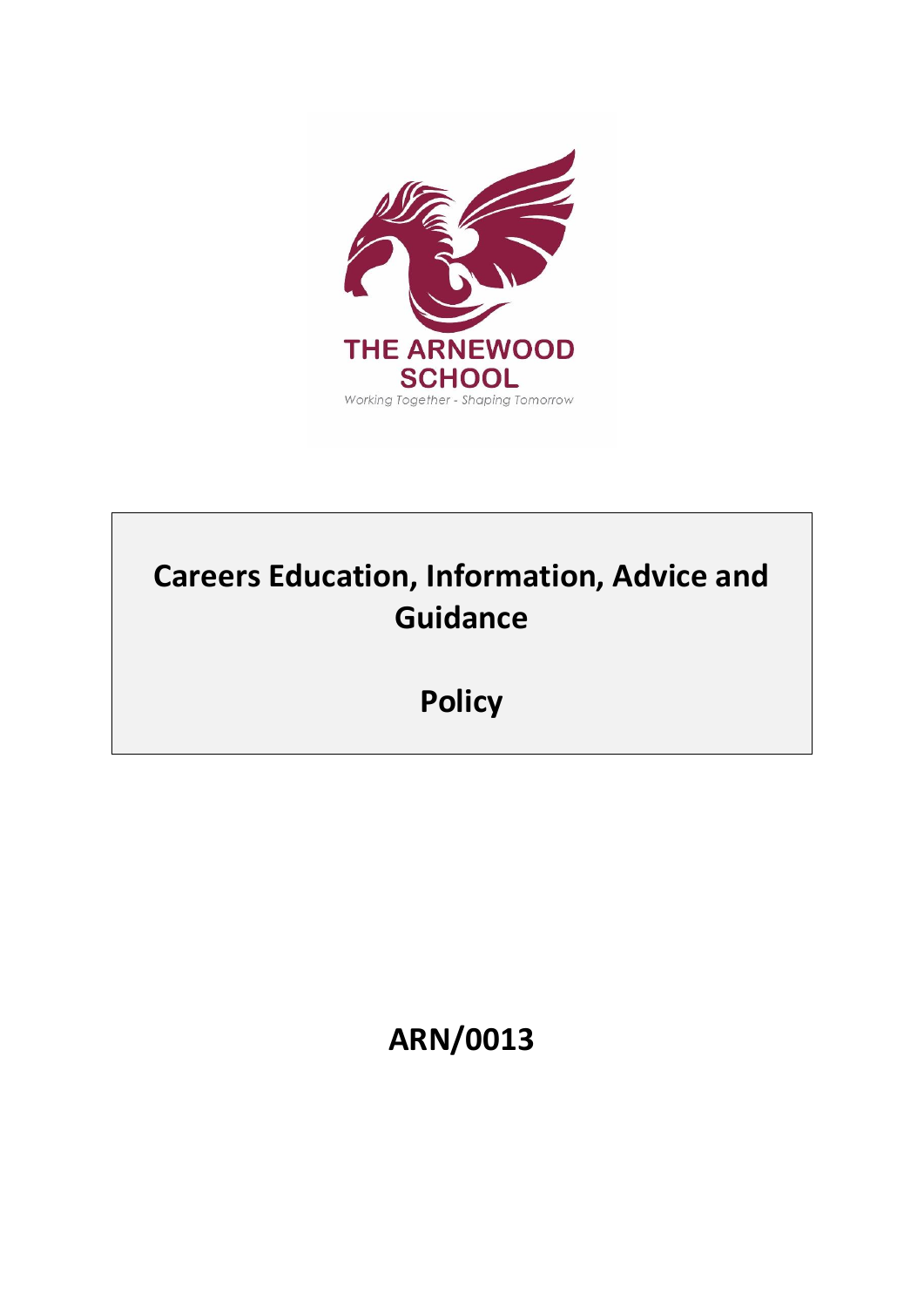THE ARNEWOOD SCHOOL

*Working Together - Shaping Tomorrow*

# Careers Education, Information, Advice and Guidance

# Policy

## ARN/0013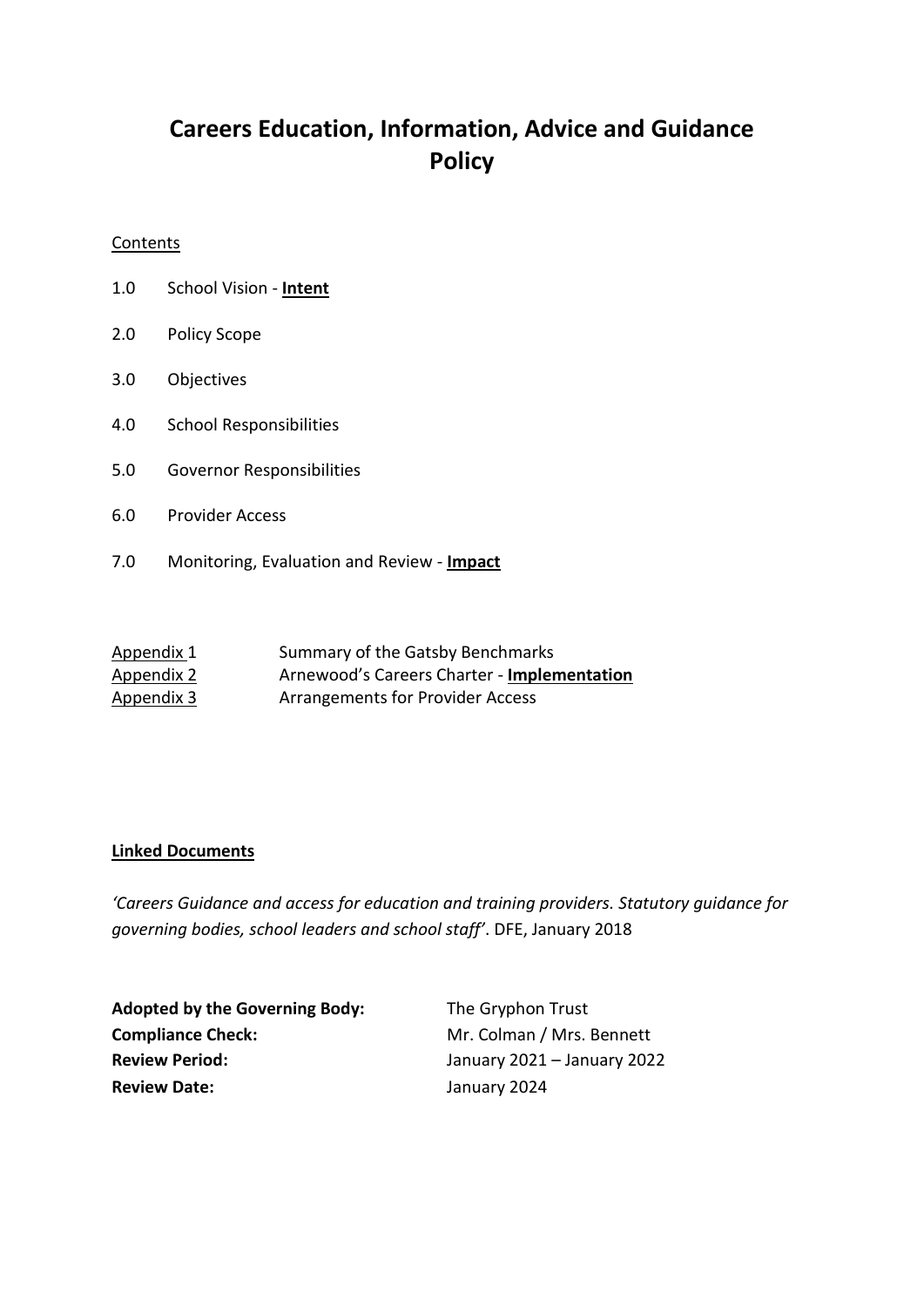# Careers Education, Information, Advice and Guidance Policy

<u>Contents</u>

1.0 School Vision - **<u>Intent</u>**

2.0 Policy Scope

3.0 Objectives

4.0 School Responsibilities

5.0 Governor Responsibilities

6.0 Provider Access

7.0 Monitoring, Evaluation and Review - **<u>Impact</u>**

| | |
|---|---|
| <u>Appendix 1</u> | Summary of the Gatsby Benchmarks |
| <u>Appendix 2</u> | Arnewood's Careers Charter - **<u>Implementation</u>** |
| <u>Appendix 3</u> | Arrangements for Provider Access |

**<u>Linked Documents</u>**

*'Careers Guidance and access for education and training providers. Statutory guidance for governing bodies, school leaders and school staff'*. DFE, January 2018

| | |
|---|---|
| **Adopted by the Governing Body:** | The Gryphon Trust |
| **Compliance Check:** | Mr. Colman / Mrs. Bennett |
| **Review Period:** | January 2021 – January 2022 |
| **Review Date:** | January 2024 |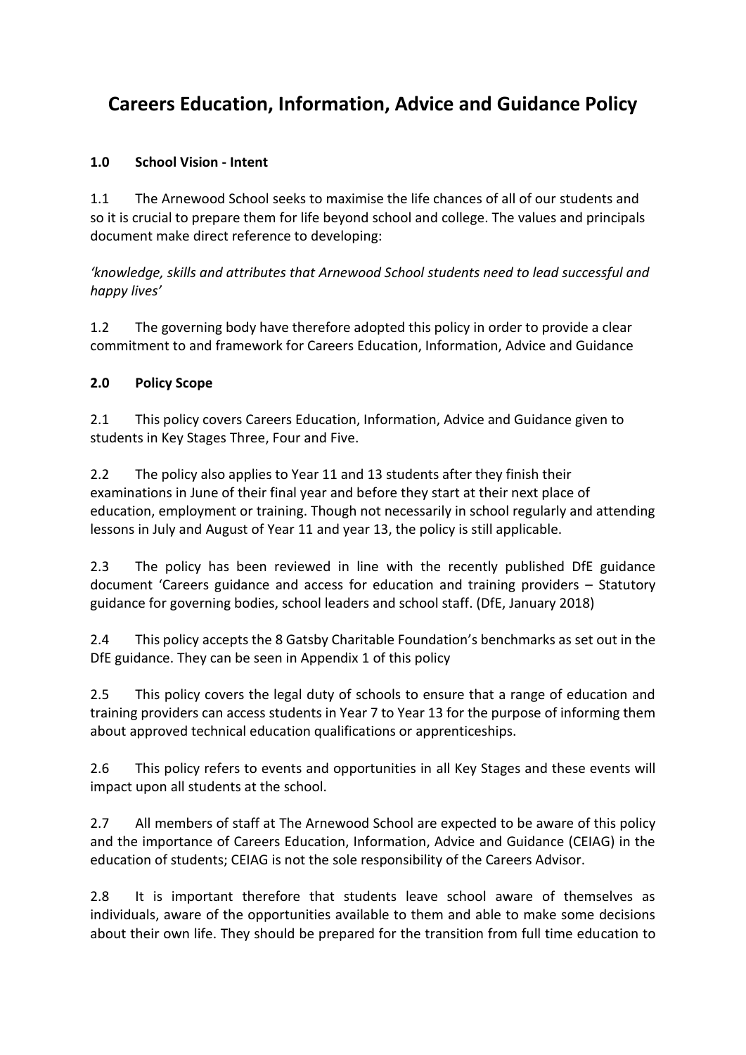# Careers Education, Information, Advice and Guidance Policy

## 1.0 School Vision - Intent

1.1 The Arnewood School seeks to maximise the life chances of all of our students and so it is crucial to prepare them for life beyond school and college. The values and principals document make direct reference to developing:

*'knowledge, skills and attributes that Arnewood School students need to lead successful and happy lives'*

1.2 The governing body have therefore adopted this policy in order to provide a clear commitment to and framework for Careers Education, Information, Advice and Guidance

## 2.0 Policy Scope

2.1 This policy covers Careers Education, Information, Advice and Guidance given to students in Key Stages Three, Four and Five.

2.2 The policy also applies to Year 11 and 13 students after they finish their examinations in June of their final year and before they start at their next place of education, employment or training. Though not necessarily in school regularly and attending lessons in July and August of Year 11 and year 13, the policy is still applicable.

2.3 The policy has been reviewed in line with the recently published DfE guidance document 'Careers guidance and access for education and training providers – Statutory guidance for governing bodies, school leaders and school staff. (DfE, January 2018)

2.4 This policy accepts the 8 Gatsby Charitable Foundation's benchmarks as set out in the DfE guidance. They can be seen in Appendix 1 of this policy

2.5 This policy covers the legal duty of schools to ensure that a range of education and training providers can access students in Year 7 to Year 13 for the purpose of informing them about approved technical education qualifications or apprenticeships.

2.6 This policy refers to events and opportunities in all Key Stages and these events will impact upon all students at the school.

2.7 All members of staff at The Arnewood School are expected to be aware of this policy and the importance of Careers Education, Information, Advice and Guidance (CEIAG) in the education of students; CEIAG is not the sole responsibility of the Careers Advisor.

2.8 It is important therefore that students leave school aware of themselves as individuals, aware of the opportunities available to them and able to make some decisions about their own life. They should be prepared for the transition from full time education to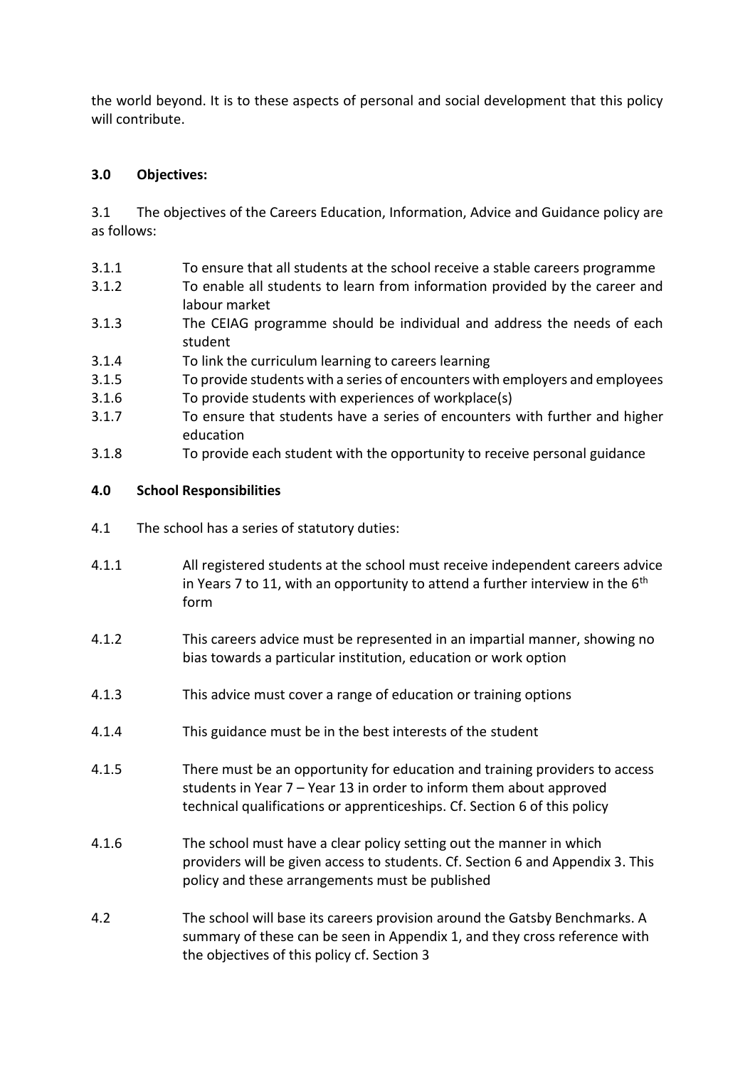the world beyond. It is to these aspects of personal and social development that this policy will contribute.

## 3.0 Objectives:

3.1 The objectives of the Careers Education, Information, Advice and Guidance policy are as follows:

3.1.1 To ensure that all students at the school receive a stable careers programme

3.1.2 To enable all students to learn from information provided by the career and labour market

3.1.3 The CEIAG programme should be individual and address the needs of each student

3.1.4 To link the curriculum learning to careers learning

3.1.5 To provide students with a series of encounters with employers and employees

3.1.6 To provide students with experiences of workplace(s)

3.1.7 To ensure that students have a series of encounters with further and higher education

3.1.8 To provide each student with the opportunity to receive personal guidance

## 4.0 School Responsibilities

4.1 The school has a series of statutory duties:

4.1.1 All registered students at the school must receive independent careers advice in Years 7 to 11, with an opportunity to attend a further interview in the 6th form

4.1.2 This careers advice must be represented in an impartial manner, showing no bias towards a particular institution, education or work option

4.1.3 This advice must cover a range of education or training options

4.1.4 This guidance must be in the best interests of the student

4.1.5 There must be an opportunity for education and training providers to access students in Year 7 – Year 13 in order to inform them about approved technical qualifications or apprenticeships. Cf. Section 6 of this policy

4.1.6 The school must have a clear policy setting out the manner in which providers will be given access to students. Cf. Section 6 and Appendix 3. This policy and these arrangements must be published

4.2 The school will base its careers provision around the Gatsby Benchmarks. A summary of these can be seen in Appendix 1, and they cross reference with the objectives of this policy cf. Section 3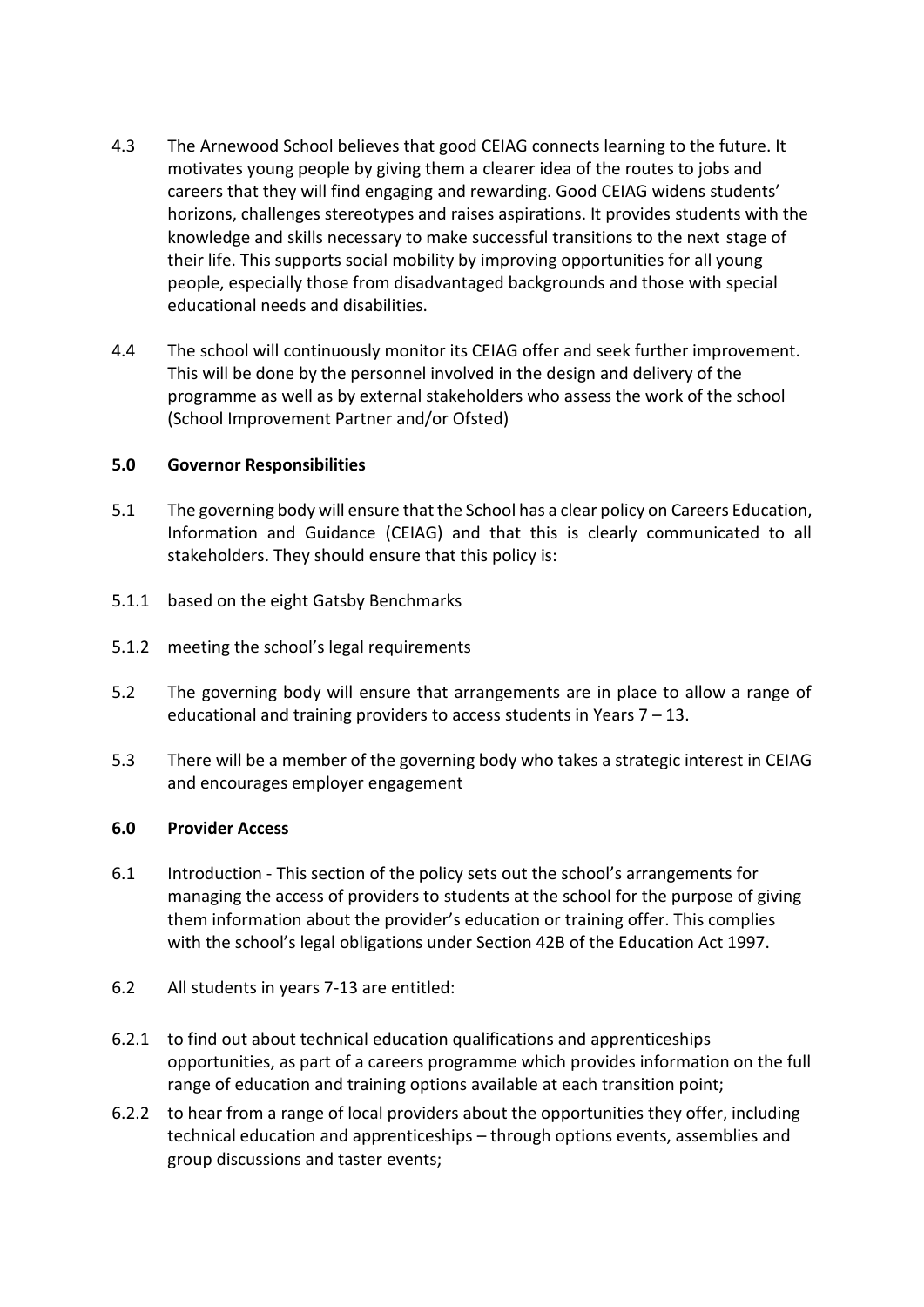4.3 The Arnewood School believes that good CEIAG connects learning to the future. It motivates young people by giving them a clearer idea of the routes to jobs and careers that they will find engaging and rewarding. Good CEIAG widens students' horizons, challenges stereotypes and raises aspirations. It provides students with the knowledge and skills necessary to make successful transitions to the next stage of their life. This supports social mobility by improving opportunities for all young people, especially those from disadvantaged backgrounds and those with special educational needs and disabilities.

4.4 The school will continuously monitor its CEIAG offer and seek further improvement. This will be done by the personnel involved in the design and delivery of the programme as well as by external stakeholders who assess the work of the school (School Improvement Partner and/or Ofsted)

## 5.0 Governor Responsibilities

5.1 The governing body will ensure that the School has a clear policy on Careers Education, Information and Guidance (CEIAG) and that this is clearly communicated to all stakeholders. They should ensure that this policy is:

5.1.1 based on the eight Gatsby Benchmarks

5.1.2 meeting the school's legal requirements

5.2 The governing body will ensure that arrangements are in place to allow a range of educational and training providers to access students in Years 7 – 13.

5.3 There will be a member of the governing body who takes a strategic interest in CEIAG and encourages employer engagement

## 6.0 Provider Access

6.1 Introduction - This section of the policy sets out the school's arrangements for managing the access of providers to students at the school for the purpose of giving them information about the provider's education or training offer. This complies with the school's legal obligations under Section 42B of the Education Act 1997.

6.2 All students in years 7-13 are entitled:

6.2.1 to find out about technical education qualifications and apprenticeships opportunities, as part of a careers programme which provides information on the full range of education and training options available at each transition point;

6.2.2 to hear from a range of local providers about the opportunities they offer, including technical education and apprenticeships – through options events, assemblies and group discussions and taster events;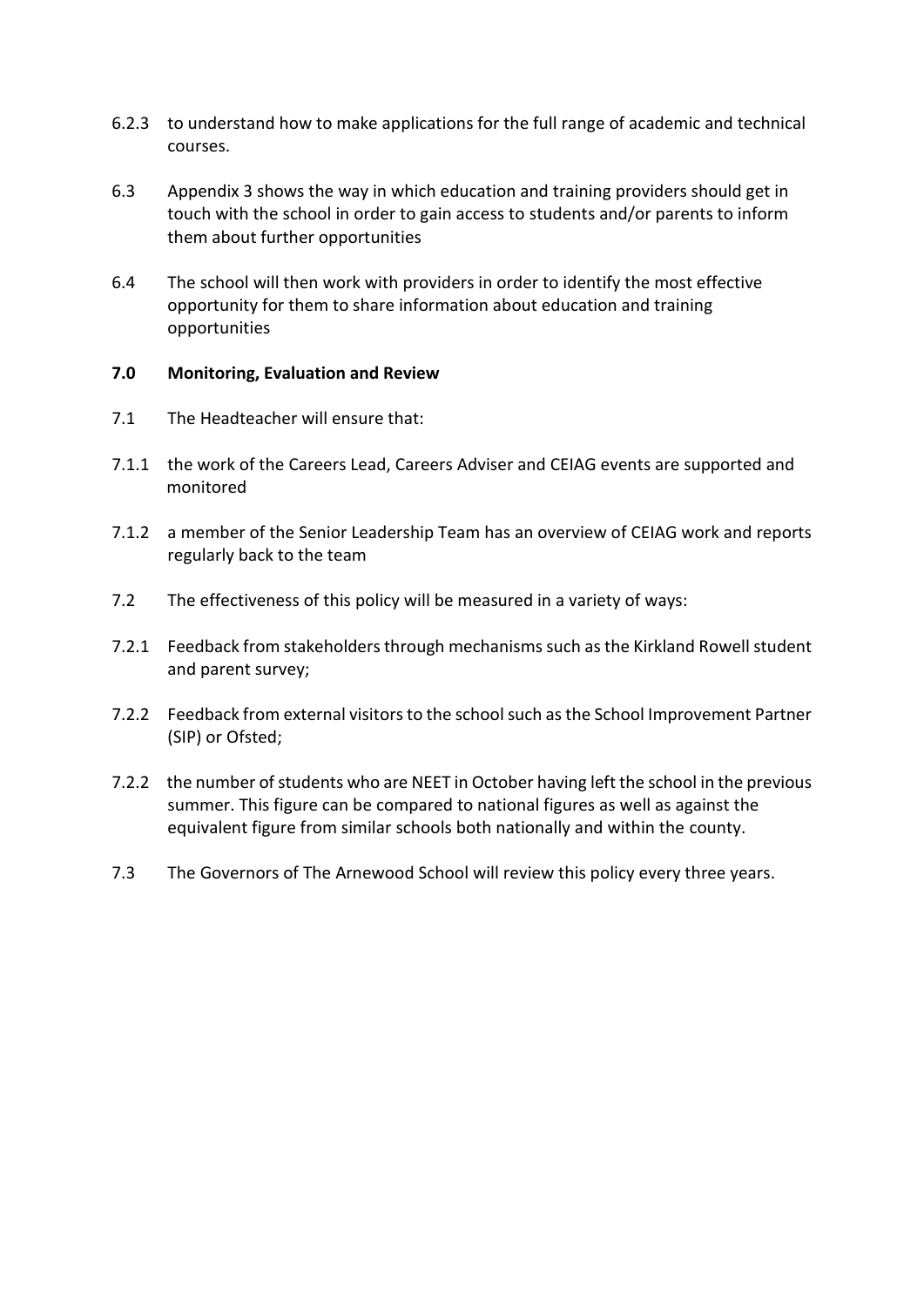6.2.3 to understand how to make applications for the full range of academic and technical courses.

6.3 Appendix 3 shows the way in which education and training providers should get in touch with the school in order to gain access to students and/or parents to inform them about further opportunities

6.4 The school will then work with providers in order to identify the most effective opportunity for them to share information about education and training opportunities

## 7.0 Monitoring, Evaluation and Review

7.1 The Headteacher will ensure that:

7.1.1 the work of the Careers Lead, Careers Adviser and CEIAG events are supported and monitored

7.1.2 a member of the Senior Leadership Team has an overview of CEIAG work and reports regularly back to the team

7.2 The effectiveness of this policy will be measured in a variety of ways:

7.2.1 Feedback from stakeholders through mechanisms such as the Kirkland Rowell student and parent survey;

7.2.2 Feedback from external visitors to the school such as the School Improvement Partner (SIP) or Ofsted;

7.2.2 the number of students who are NEET in October having left the school in the previous summer. This figure can be compared to national figures as well as against the equivalent figure from similar schools both nationally and within the county.

7.3 The Governors of The Arnewood School will review this policy every three years.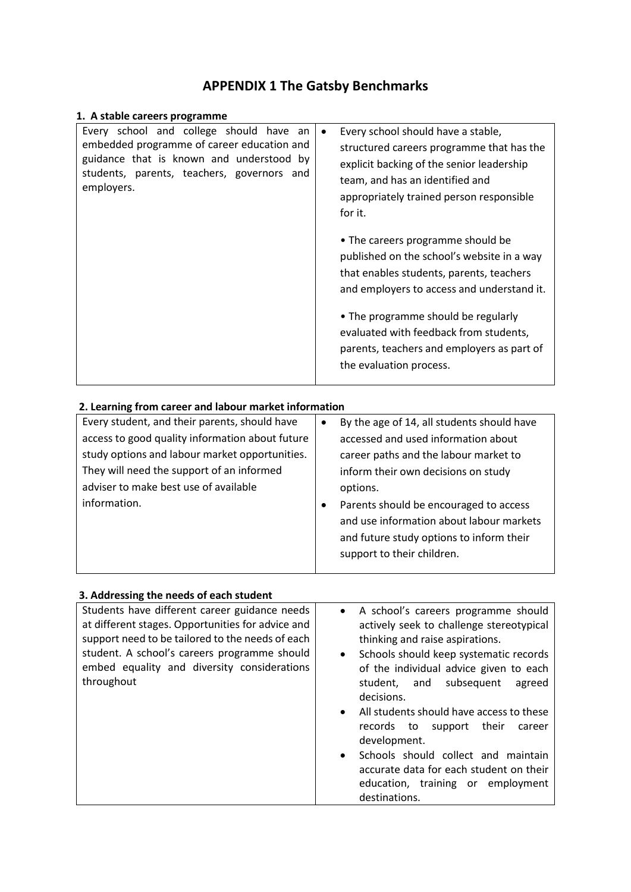# APPENDIX 1 The Gatsby Benchmarks

**1. A stable careers programme**

| | |
|---|---|
| Every school and college should have an embedded programme of career education and guidance that is known and understood by students, parents, teachers, governors and employers. | • Every school should have a stable, structured careers programme that has the explicit backing of the senior leadership team, and has an identified and appropriately trained person responsible for it.<br><br>• The careers programme should be published on the school's website in a way that enables students, parents, teachers and employers to access and understand it.<br><br>• The programme should be regularly evaluated with feedback from students, parents, teachers and employers as part of the evaluation process. |

**2. Learning from career and labour market information**

| | |
|---|---|
| Every student, and their parents, should have access to good quality information about future study options and labour market opportunities. They will need the support of an informed adviser to make best use of available information. | • By the age of 14, all students should have accessed and used information about career paths and the labour market to inform their own decisions on study options.<br>• Parents should be encouraged to access and use information about labour markets and future study options to inform their support to their children. |

**3. Addressing the needs of each student**

| | |
|---|---|
| Students have different career guidance needs at different stages. Opportunities for advice and support need to be tailored to the needs of each student. A school's careers programme should embed equality and diversity considerations throughout | • A school's careers programme should actively seek to challenge stereotypical thinking and raise aspirations.<br>• Schools should keep systematic records of the individual advice given to each student, and subsequent agreed decisions.<br>• All students should have access to these records to support their career development.<br>• Schools should collect and maintain accurate data for each student on their education, training or employment destinations. |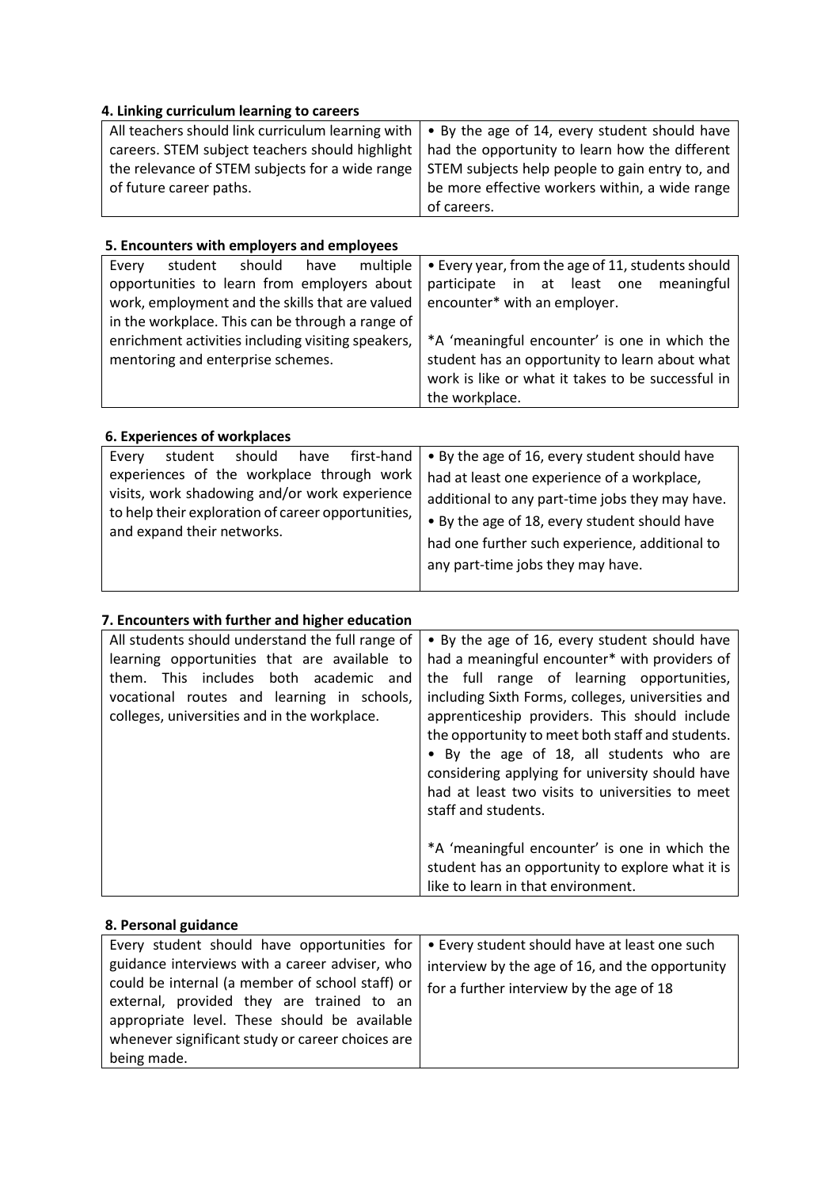#### 4. Linking curriculum learning to careers

| | |
|---|---|
| All teachers should link curriculum learning with careers. STEM subject teachers should highlight the relevance of STEM subjects for a wide range of future career paths. | • By the age of 14, every student should have had the opportunity to learn how the different STEM subjects help people to gain entry to, and be more effective workers within, a wide range of careers. |

#### 5. Encounters with employers and employees

| | |
|---|---|
| Every student should have multiple opportunities to learn from employers about work, employment and the skills that are valued in the workplace. This can be through a range of enrichment activities including visiting speakers, mentoring and enterprise schemes. | • Every year, from the age of 11, students should participate in at least one meaningful encounter* with an employer.<br><br>*A 'meaningful encounter' is one in which the student has an opportunity to learn about what work is like or what it takes to be successful in the workplace. |

#### 6. Experiences of workplaces

| | |
|---|---|
| Every student should have first-hand experiences of the workplace through work visits, work shadowing and/or work experience to help their exploration of career opportunities, and expand their networks. | • By the age of 16, every student should have had at least one experience of a workplace, additional to any part-time jobs they may have.<br>• By the age of 18, every student should have had one further such experience, additional to any part-time jobs they may have. |

#### 7. Encounters with further and higher education

| | |
|---|---|
| All students should understand the full range of learning opportunities that are available to them. This includes both academic and vocational routes and learning in schools, colleges, universities and in the workplace. | • By the age of 16, every student should have had a meaningful encounter* with providers of the full range of learning opportunities, including Sixth Forms, colleges, universities and apprenticeship providers. This should include the opportunity to meet both staff and students.<br>• By the age of 18, all students who are considering applying for university should have had at least two visits to universities to meet staff and students.<br><br>*A 'meaningful encounter' is one in which the student has an opportunity to explore what it is like to learn in that environment. |

#### 8. Personal guidance

| | |
|---|---|
| Every student should have opportunities for guidance interviews with a career adviser, who could be internal (a member of school staff) or external, provided they are trained to an appropriate level. These should be available whenever significant study or career choices are being made. | • Every student should have at least one such interview by the age of 16, and the opportunity for a further interview by the age of 18 |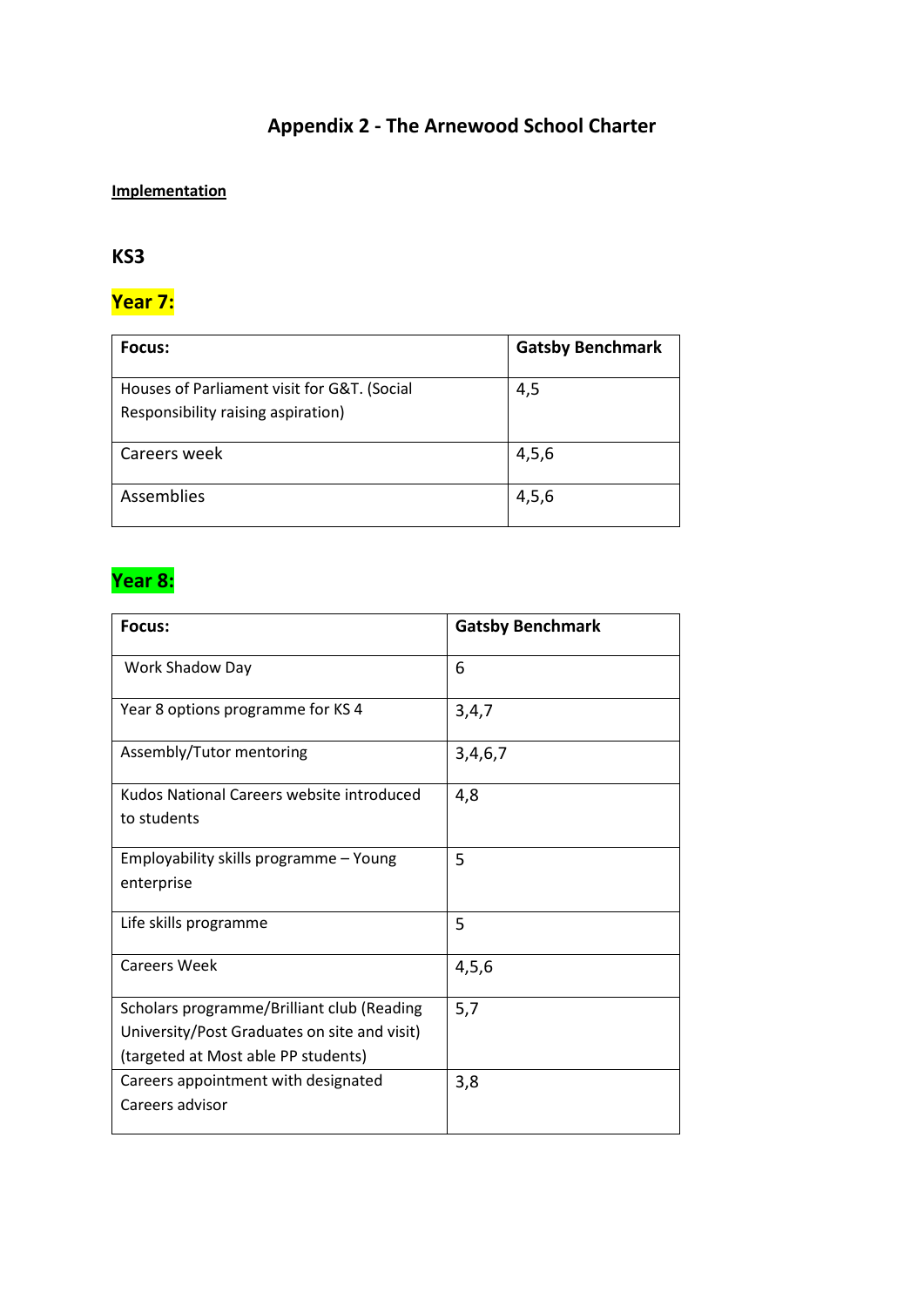# Appendix 2 - The Arnewood School Charter

**Implementation**

## KS3

### Year 7:

| Focus: | Gatsby Benchmark |
| --- | --- |
| Houses of Parliament visit for G&T. (Social Responsibility raising aspiration) | 4,5 |
| Careers week | 4,5,6 |
| Assemblies | 4,5,6 |

### Year 8:

| Focus: | Gatsby Benchmark |
| --- | --- |
| Work Shadow Day | 6 |
| Year 8 options programme for KS 4 | 3,4,7 |
| Assembly/Tutor mentoring | 3,4,6,7 |
| Kudos National Careers website introduced to students | 4,8 |
| Employability skills programme – Young enterprise | 5 |
| Life skills programme | 5 |
| Careers Week | 4,5,6 |
| Scholars programme/Brilliant club (Reading University/Post Graduates on site and visit) (targeted at Most able PP students) | 5,7 |
| Careers appointment with designated Careers advisor | 3,8 |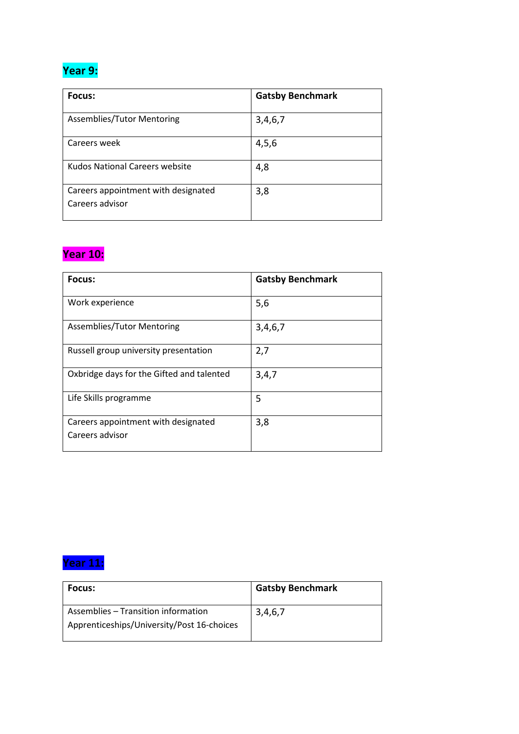## Year 9:

| Focus: | Gatsby Benchmark |
|---|---|
| Assemblies/Tutor Mentoring | 3,4,6,7 |
| Careers week | 4,5,6 |
| Kudos National Careers website | 4,8 |
| Careers appointment with designated Careers advisor | 3,8 |

## Year 10:

| Focus: | Gatsby Benchmark |
|---|---|
| Work experience | 5,6 |
| Assemblies/Tutor Mentoring | 3,4,6,7 |
| Russell group university presentation | 2,7 |
| Oxbridge days for the Gifted and talented | 3,4,7 |
| Life Skills programme | 5 |
| Careers appointment with designated Careers advisor | 3,8 |

## Year 11:

| Focus: | Gatsby Benchmark |
|---|---|
| Assemblies – Transition information Apprenticeships/University/Post 16-choices | 3,4,6,7 |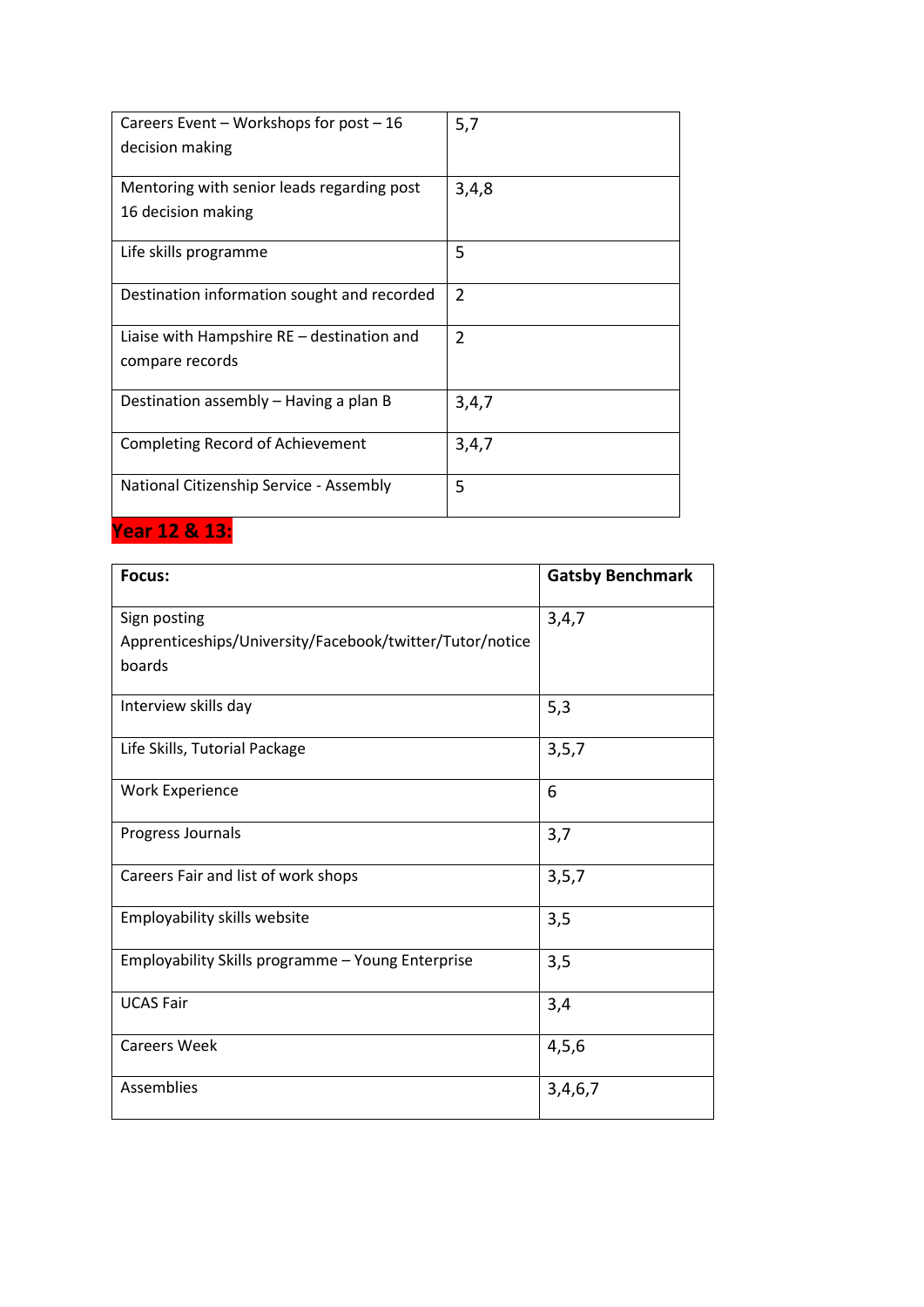| | |
|---|---|
| Careers Event – Workshops for post – 16 decision making | 5,7 |
| Mentoring with senior leads regarding post 16 decision making | 3,4,8 |
| Life skills programme | 5 |
| Destination information sought and recorded | 2 |
| Liaise with Hampshire RE – destination and compare records | 2 |
| Destination assembly – Having a plan B | 3,4,7 |
| Completing Record of Achievement | 3,4,7 |
| National Citizenship Service - Assembly | 5 |

## Year 12 & 13:

| **Focus:** | **Gatsby Benchmark** |
|---|---|
| Sign posting Apprenticeships/University/Facebook/twitter/Tutor/notice boards | 3,4,7 |
| Interview skills day | 5,3 |
| Life Skills, Tutorial Package | 3,5,7 |
| Work Experience | 6 |
| Progress Journals | 3,7 |
| Careers Fair and list of work shops | 3,5,7 |
| Employability skills website | 3,5 |
| Employability Skills programme – Young Enterprise | 3,5 |
| UCAS Fair | 3,4 |
| Careers Week | 4,5,6 |
| Assemblies | 3,4,6,7 |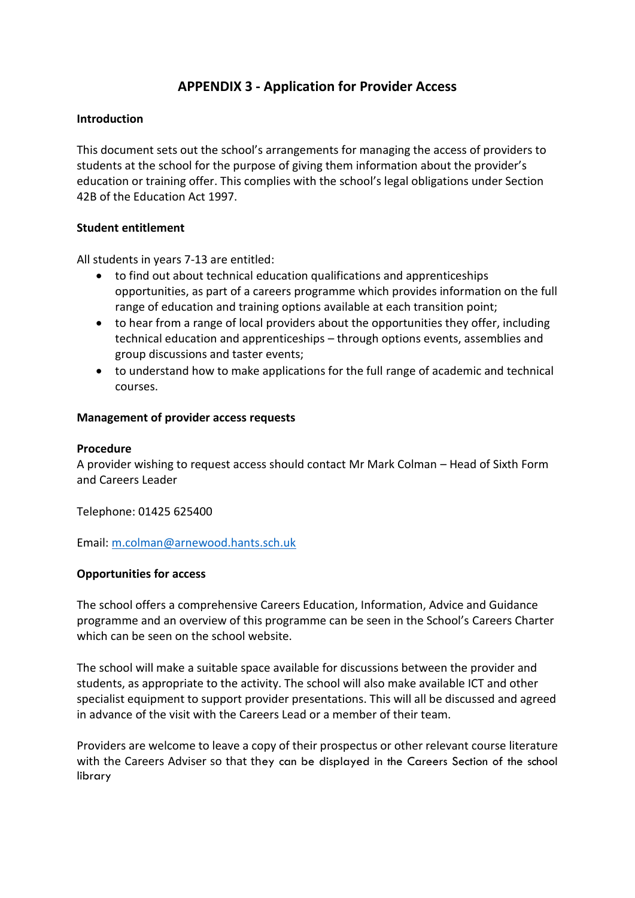# APPENDIX 3 - Application for Provider Access

**Introduction**

This document sets out the school's arrangements for managing the access of providers to students at the school for the purpose of giving them information about the provider's education or training offer. This complies with the school's legal obligations under Section 42B of the Education Act 1997.

**Student entitlement**

All students in years 7-13 are entitled:

- to find out about technical education qualifications and apprenticeships opportunities, as part of a careers programme which provides information on the full range of education and training options available at each transition point;
- to hear from a range of local providers about the opportunities they offer, including technical education and apprenticeships – through options events, assemblies and group discussions and taster events;
- to understand how to make applications for the full range of academic and technical courses.

**Management of provider access requests**

**Procedure**
A provider wishing to request access should contact Mr Mark Colman – Head of Sixth Form and Careers Leader

Telephone: 01425 625400

Email: m.colman@arnewood.hants.sch.uk

**Opportunities for access**

The school offers a comprehensive Careers Education, Information, Advice and Guidance programme and an overview of this programme can be seen in the School's Careers Charter which can be seen on the school website.

The school will make a suitable space available for discussions between the provider and students, as appropriate to the activity. The school will also make available ICT and other specialist equipment to support provider presentations. This will all be discussed and agreed in advance of the visit with the Careers Lead or a member of their team.

Providers are welcome to leave a copy of their prospectus or other relevant course literature with the Careers Adviser so that they can be displayed in the Careers Section of the school library